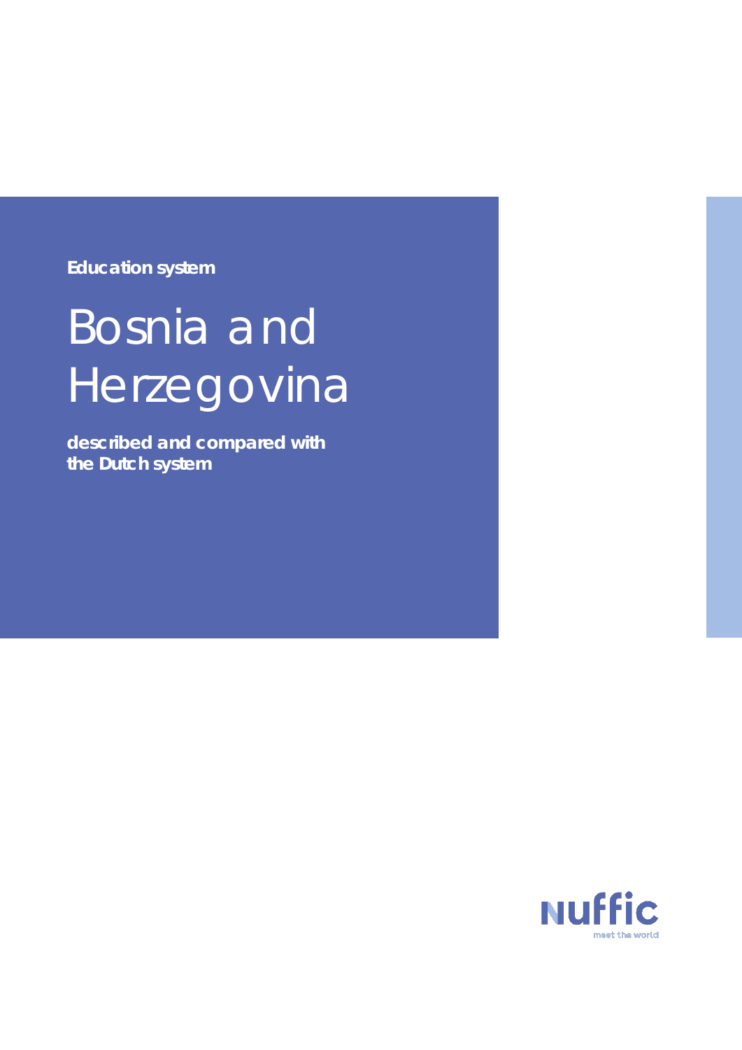Education system

# Bosnia and Herzegovina

**described and compared with the Dutch system**

nuffic

meet the world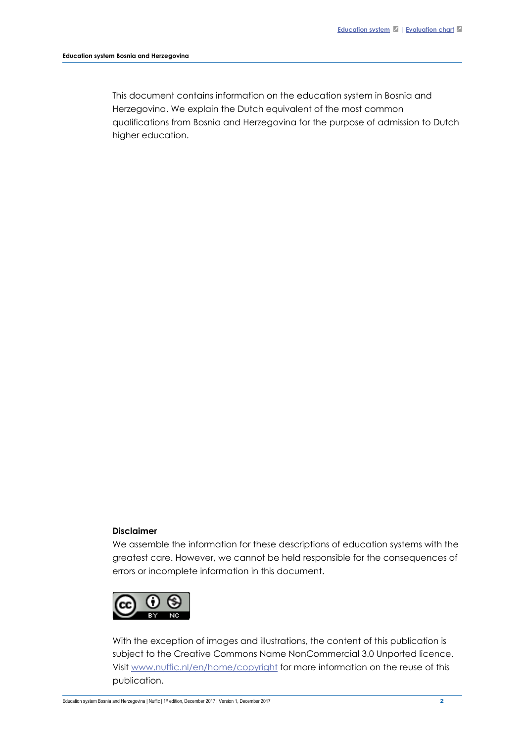This document contains information on the education system in Bosnia and Herzegovina. We explain the Dutch equivalent of the most common qualifications from Bosnia and Herzegovina for the purpose of admission to Dutch higher education.

**Disclaimer**

We assemble the information for these descriptions of education systems with the greatest care. However, we cannot be held responsible for the consequences of errors or incomplete information in this document.

With the exception of images and illustrations, the content of this publication is subject to the Creative Commons Name NonCommercial 3.0 Unported licence. Visit www.nuffic.nl/en/home/copyright for more information on the reuse of this publication.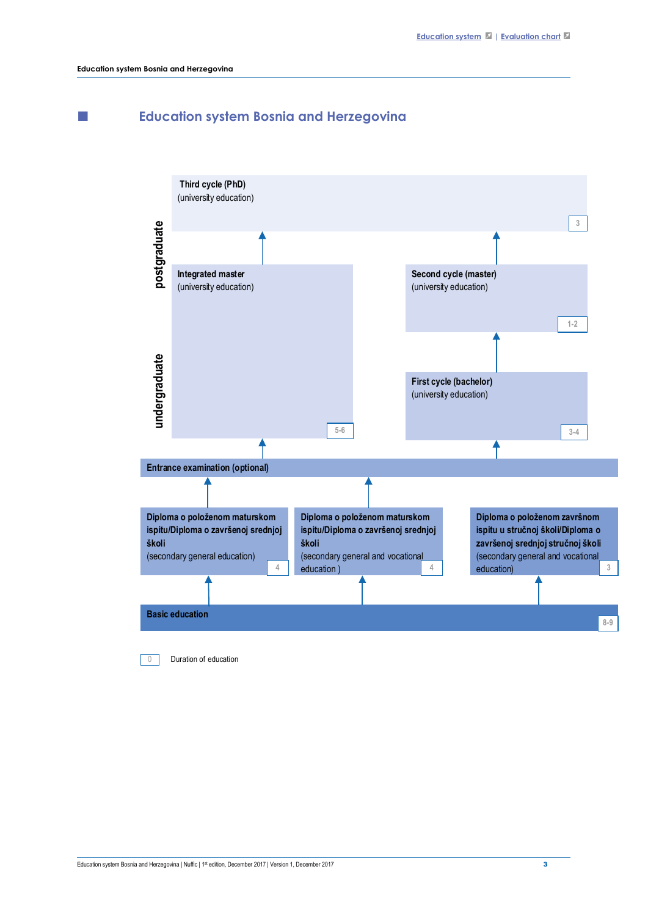## Education system Bosnia and Herzegovina

postgraduate

undergraduate

Third cycle (PhD)
(university education)
3

Integrated master
(university education)
5-6

Second cycle (master)
(university education)
1-2

First cycle (bachelor)
(university education)
3-4

Entrance examination (optional)

Diploma o položenom maturskom ispitu/Diploma o završenoj srednjoj školi
(secondary general education)
4

Diploma o položenom maturskom ispitu/Diploma o završenoj srednjoj školi
(secondary general and vocational education )
4

Diploma o položenom završnom ispitu u stručnoj školi/Diploma o završenoj srednjoj stručnoj školi
(secondary general and vocational education)
3

Basic education
8-9

0 Duration of education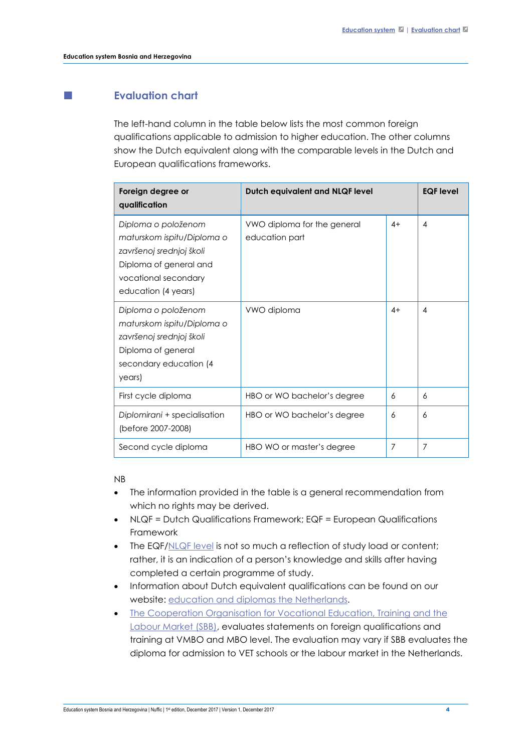## Evaluation chart

The left-hand column in the table below lists the most common foreign qualifications applicable to admission to higher education. The other columns show the Dutch equivalent along with the comparable levels in the Dutch and European qualifications frameworks.

| Foreign degree or qualification | Dutch equivalent and NLQF level | | EQF level |
|---|---|---|---|
| *Diploma o položenom maturskom ispitu/Diploma o završenoj srednjoj školi* Diploma of general and vocational secondary education (4 years) | VWO diploma for the general education part | 4+ | 4 |
| *Diploma o položenom maturskom ispitu/Diploma o završenoj srednjoj školi* Diploma of general secondary education (4 years) | VWO diploma | 4+ | 4 |
| First cycle diploma | HBO or WO bachelor's degree | 6 | 6 |
| *Diplomirani* + specialisation (before 2007-2008) | HBO or WO bachelor's degree | 6 | 6 |
| Second cycle diploma | HBO WO or master's degree | 7 | 7 |

NB

- The information provided in the table is a general recommendation from which no rights may be derived.
- NLQF = Dutch Qualifications Framework; EQF = European Qualifications Framework
- The EQF/NLQF level is not so much a reflection of study load or content; rather, it is an indication of a person's knowledge and skills after having completed a certain programme of study.
- Information about Dutch equivalent qualifications can be found on our website: education and diplomas the Netherlands.
- The Cooperation Organisation for Vocational Education, Training and the Labour Market (SBB), evaluates statements on foreign qualifications and training at VMBO and MBO level. The evaluation may vary if SBB evaluates the diploma for admission to VET schools or the labour market in the Netherlands.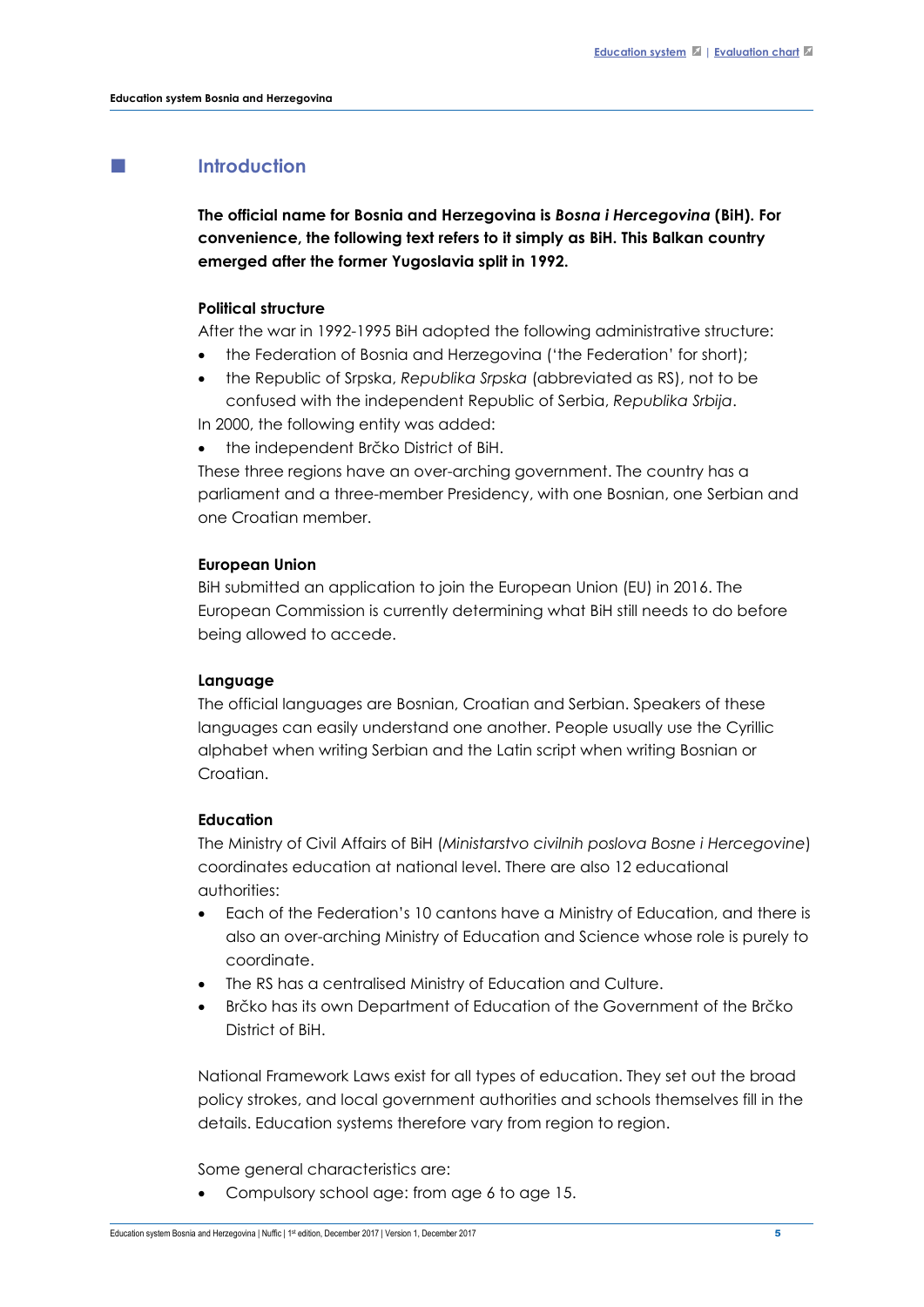## Introduction

**The official name for Bosnia and Herzegovina is *Bosna i Hercegovina* (BiH). For convenience, the following text refers to it simply as BiH. This Balkan country emerged after the former Yugoslavia split in 1992.**

**Political structure**

After the war in 1992-1995 BiH adopted the following administrative structure:

- the Federation of Bosnia and Herzegovina ('the Federation' for short);
- the Republic of Srpska, *Republika Srpska* (abbreviated as RS), not to be confused with the independent Republic of Serbia, *Republika Srbija*.

In 2000, the following entity was added:

- the independent Brčko District of BiH.

These three regions have an over-arching government. The country has a parliament and a three-member Presidency, with one Bosnian, one Serbian and one Croatian member.

**European Union**

BiH submitted an application to join the European Union (EU) in 2016. The European Commission is currently determining what BiH still needs to do before being allowed to accede.

**Language**

The official languages are Bosnian, Croatian and Serbian. Speakers of these languages can easily understand one another. People usually use the Cyrillic alphabet when writing Serbian and the Latin script when writing Bosnian or Croatian.

**Education**

The Ministry of Civil Affairs of BiH (*Ministarstvo civilnih poslova Bosne i Hercegovine*) coordinates education at national level. There are also 12 educational authorities:

- Each of the Federation's 10 cantons have a Ministry of Education, and there is also an over-arching Ministry of Education and Science whose role is purely to coordinate.
- The RS has a centralised Ministry of Education and Culture.
- Brčko has its own Department of Education of the Government of the Brčko District of BiH.

National Framework Laws exist for all types of education. They set out the broad policy strokes, and local government authorities and schools themselves fill in the details. Education systems therefore vary from region to region.

Some general characteristics are:

- Compulsory school age: from age 6 to age 15.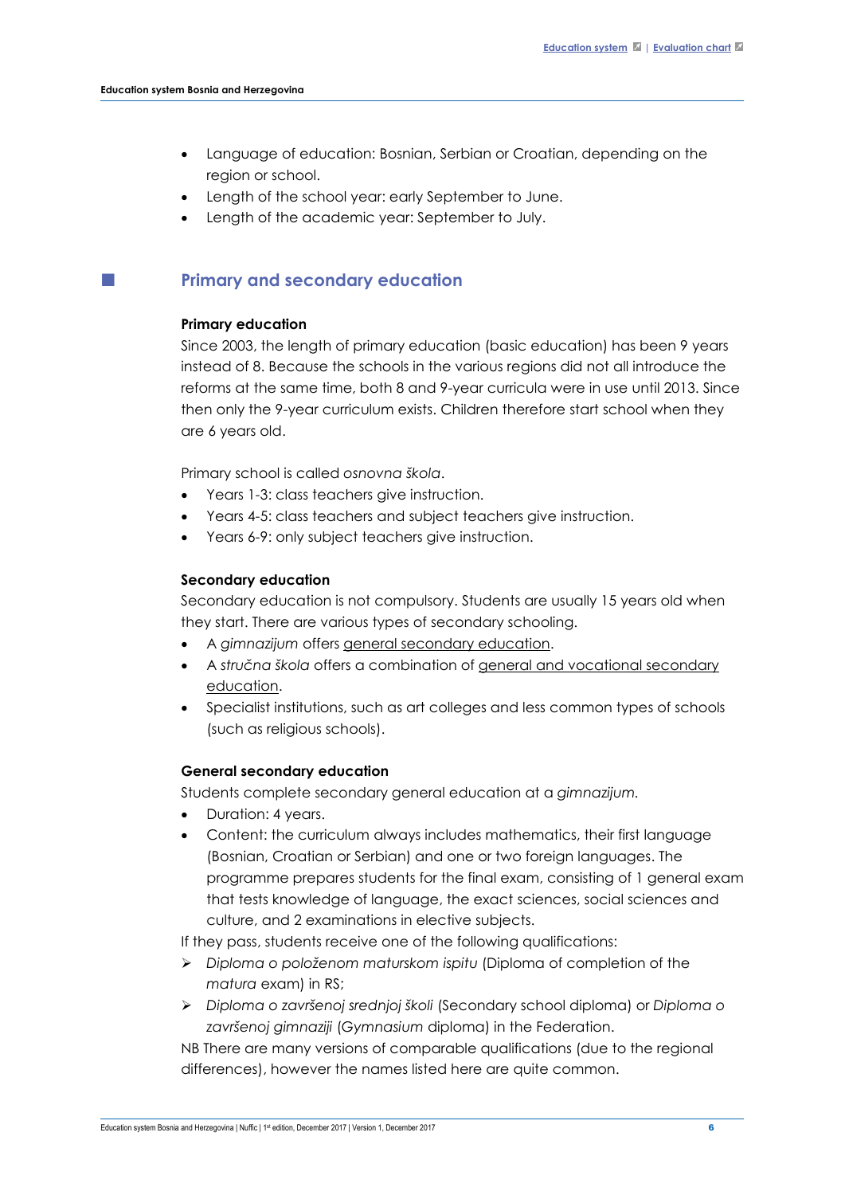- Language of education: Bosnian, Serbian or Croatian, depending on the region or school.
- Length of the school year: early September to June.
- Length of the academic year: September to July.

## Primary and secondary education

### Primary education

Since 2003, the length of primary education (basic education) has been 9 years instead of 8. Because the schools in the various regions did not all introduce the reforms at the same time, both 8 and 9-year curricula were in use until 2013. Since then only the 9-year curriculum exists. Children therefore start school when they are 6 years old.

Primary school is called *osnovna škola*.

- Years 1-3: class teachers give instruction.
- Years 4-5: class teachers and subject teachers give instruction.
- Years 6-9: only subject teachers give instruction.

### Secondary education

Secondary education is not compulsory. Students are usually 15 years old when they start. There are various types of secondary schooling.

- A *gimnazijum* offers general secondary education.
- A *stručna škola* offers a combination of general and vocational secondary education.
- Specialist institutions, such as art colleges and less common types of schools (such as religious schools).

### General secondary education

Students complete secondary general education at a *gimnazijum.*

- Duration: 4 years.
- Content: the curriculum always includes mathematics, their first language (Bosnian, Croatian or Serbian) and one or two foreign languages. The programme prepares students for the final exam, consisting of 1 general exam that tests knowledge of language, the exact sciences, social sciences and culture, and 2 examinations in elective subjects.

If they pass, students receive one of the following qualifications:

- *Diploma o položenom maturskom ispitu* (Diploma of completion of the *matura* exam) in RS;
- *Diploma o završenoj srednjoj školi* (Secondary school diploma) or *Diploma o završenoj gimnaziji* (*Gymnasium* diploma) in the Federation.

NB There are many versions of comparable qualifications (due to the regional differences), however the names listed here are quite common.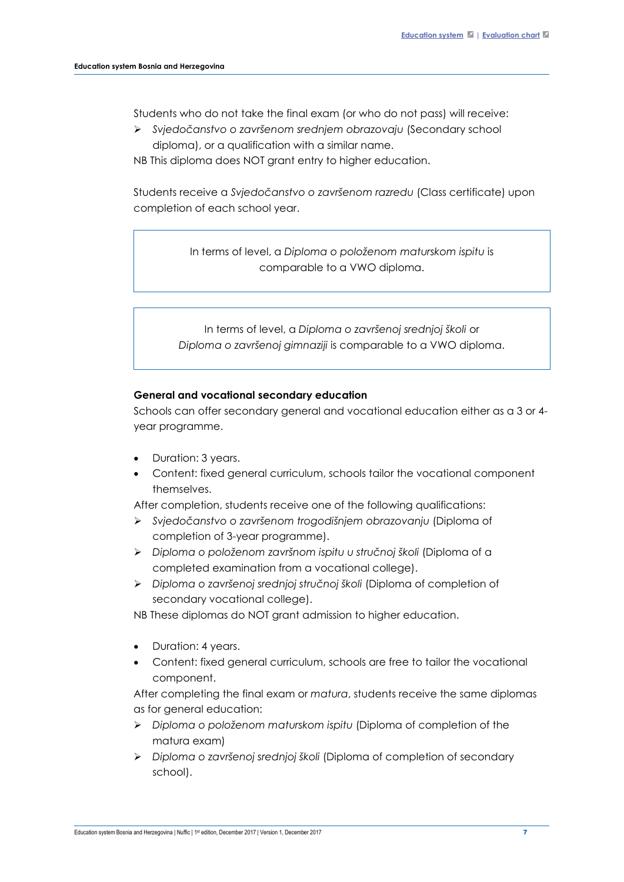Students who do not take the final exam (or who do not pass) will receive:

- *Svjedočanstvo o završenom srednjem obrazovaju* (Secondary school diploma), or a qualification with a similar name.

NB This diploma does NOT grant entry to higher education.

Students receive a *Svjedočanstvo o završenom razredu* (Class certificate) upon completion of each school year.

> In terms of level, a *Diploma o položenom maturskom ispitu* is comparable to a VWO diploma.

> In terms of level, a *Diploma o završenoj srednjoj školi* or *Diploma o završenoj gimnaziji* is comparable to a VWO diploma.

**General and vocational secondary education**

Schools can offer secondary general and vocational education either as a 3 or 4-year programme.

- Duration: 3 years.
- Content: fixed general curriculum, schools tailor the vocational component themselves.

After completion, students receive one of the following qualifications:

- *Svjedočanstvo o završenom trogodišnjem obrazovanju* (Diploma of completion of 3-year programme).
- *Diploma o položenom završnom ispitu u stručnoj školi* (Diploma of a completed examination from a vocational college).
- *Diploma o završenoj srednjoj stručnoj školi* (Diploma of completion of secondary vocational college).

NB These diplomas do NOT grant admission to higher education.

- Duration: 4 years.
- Content: fixed general curriculum, schools are free to tailor the vocational component.

After completing the final exam or *matura*, students receive the same diplomas as for general education:

- *Diploma o položenom maturskom ispitu* (Diploma of completion of the matura exam)
- *Diploma o završenoj srednjoj školi* (Diploma of completion of secondary school).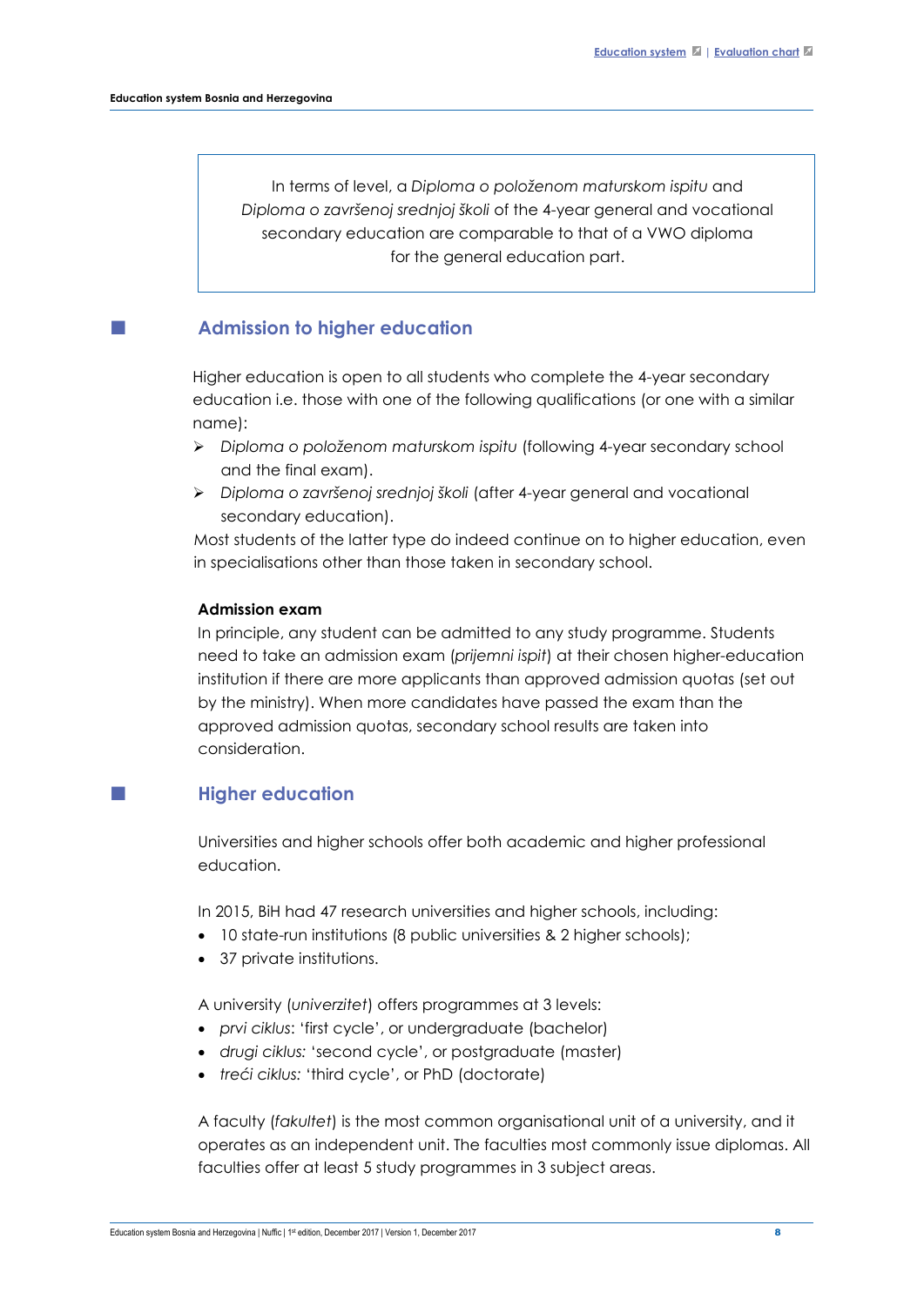In terms of level, a *Diploma o položenom maturskom ispitu* and *Diploma o završenoj srednjoj školi* of the 4-year general and vocational secondary education are comparable to that of a VWO diploma for the general education part.

## Admission to higher education

Higher education is open to all students who complete the 4-year secondary education i.e. those with one of the following qualifications (or one with a similar name):

- *Diploma o položenom maturskom ispitu* (following 4-year secondary school and the final exam).
- *Diploma o završenoj srednjoj školi* (after 4-year general and vocational secondary education).

Most students of the latter type do indeed continue on to higher education, even in specialisations other than those taken in secondary school.

**Admission exam**

In principle, any student can be admitted to any study programme. Students need to take an admission exam (*prijemni ispit*) at their chosen higher-education institution if there are more applicants than approved admission quotas (set out by the ministry). When more candidates have passed the exam than the approved admission quotas, secondary school results are taken into consideration.

## Higher education

Universities and higher schools offer both academic and higher professional education.

In 2015, BiH had 47 research universities and higher schools, including:

- 10 state-run institutions (8 public universities & 2 higher schools);
- 37 private institutions.

A university (*univerzitet*) offers programmes at 3 levels:

- *prvi ciklus*: 'first cycle', or undergraduate (bachelor)
- *drugi ciklus:* 'second cycle', or postgraduate (master)
- *treći ciklus:* 'third cycle', or PhD (doctorate)

A faculty (*fakultet*) is the most common organisational unit of a university, and it operates as an independent unit. The faculties most commonly issue diplomas. All faculties offer at least 5 study programmes in 3 subject areas.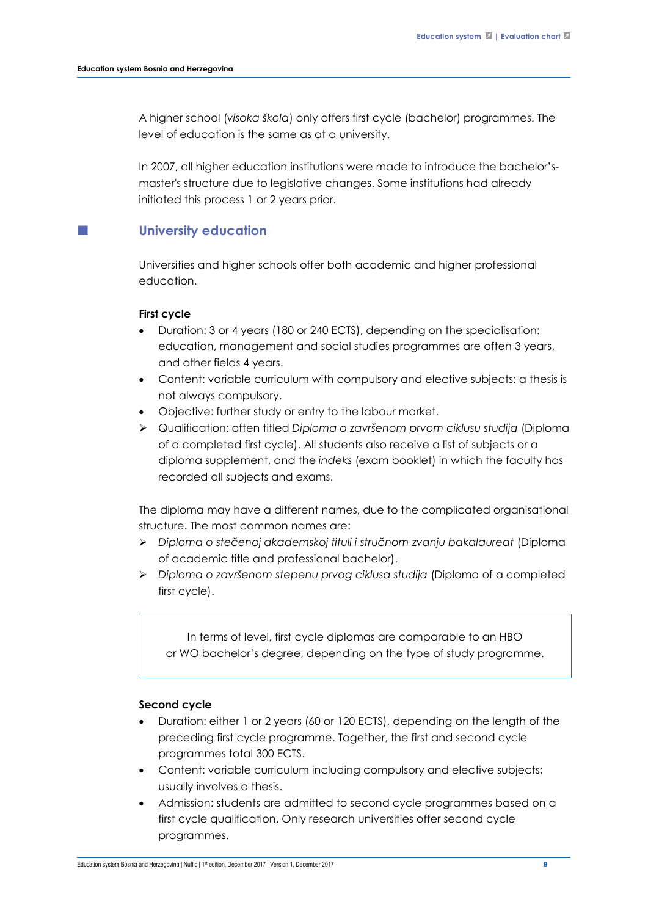A higher school (*visoka škola*) only offers first cycle (bachelor) programmes. The level of education is the same as at a university.

In 2007, all higher education institutions were made to introduce the bachelor's-master's structure due to legislative changes. Some institutions had already initiated this process 1 or 2 years prior.

## University education

Universities and higher schools offer both academic and higher professional education.

**First cycle**

- Duration: 3 or 4 years (180 or 240 ECTS), depending on the specialisation: education, management and social studies programmes are often 3 years, and other fields 4 years.
- Content: variable curriculum with compulsory and elective subjects; a thesis is not always compulsory.
- Objective: further study or entry to the labour market.
- Qualification: often titled *Diploma o završenom prvom ciklusu studija* (Diploma of a completed first cycle). All students also receive a list of subjects or a diploma supplement, and the *indeks* (exam booklet) in which the faculty has recorded all subjects and exams.

The diploma may have a different names, due to the complicated organisational structure. The most common names are:

- *Diploma o stečenoj akademskoj tituli i stručnom zvanju bakalaureat* (Diploma of academic title and professional bachelor).
- *Diploma o završenom stepenu prvog ciklusa studija* (Diploma of a completed first cycle).

> In terms of level, first cycle diplomas are comparable to an HBO or WO bachelor's degree, depending on the type of study programme.

**Second cycle**

- Duration: either 1 or 2 years (60 or 120 ECTS), depending on the length of the preceding first cycle programme. Together, the first and second cycle programmes total 300 ECTS.
- Content: variable curriculum including compulsory and elective subjects; usually involves a thesis.
- Admission: students are admitted to second cycle programmes based on a first cycle qualification. Only research universities offer second cycle programmes.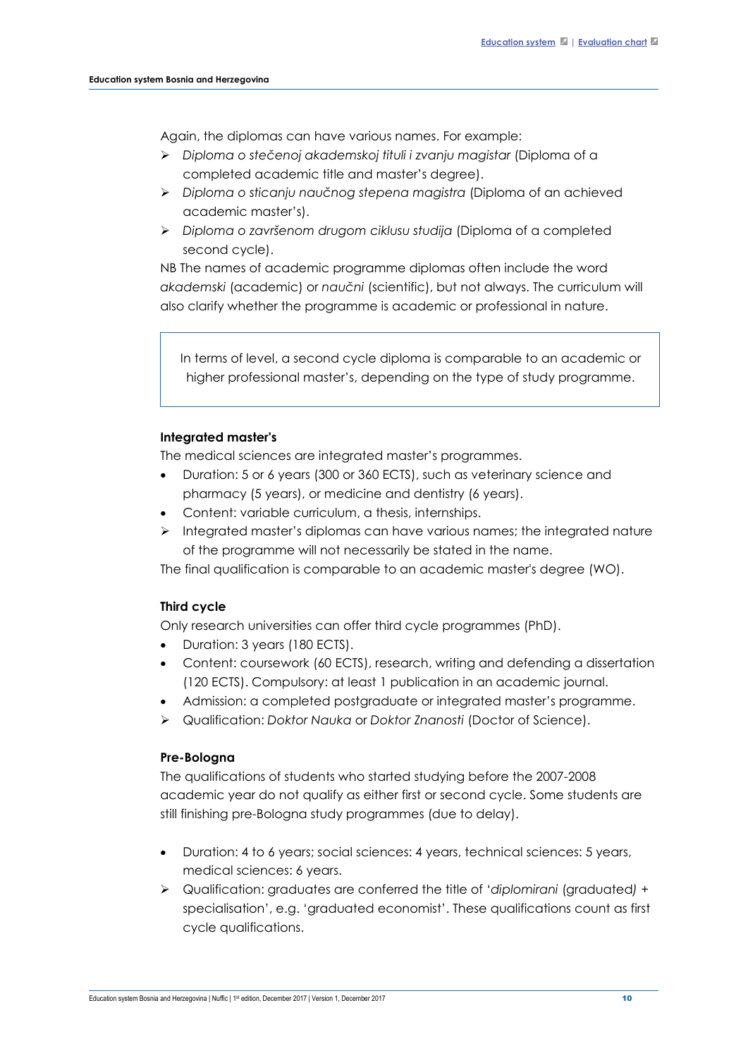Again, the diplomas can have various names. For example:

- *Diploma o stečenoj akademskoj tituli i zvanju magistar* (Diploma of a completed academic title and master's degree).
- *Diploma o sticanju naučnog stepena magistra* (Diploma of an achieved academic master's).
- *Diploma o završenom drugom ciklusu studija* (Diploma of a completed second cycle).

NB The names of academic programme diplomas often include the word *akademski* (academic) or *naučni* (scientific), but not always. The curriculum will also clarify whether the programme is academic or professional in nature.

> In terms of level, a second cycle diploma is comparable to an academic or higher professional master's, depending on the type of study programme.

**Integrated master's**

The medical sciences are integrated master's programmes.

- Duration: 5 or 6 years (300 or 360 ECTS), such as veterinary science and pharmacy (5 years), or medicine and dentistry (6 years).
- Content: variable curriculum, a thesis, internships.
- Integrated master's diplomas can have various names; the integrated nature of the programme will not necessarily be stated in the name.

The final qualification is comparable to an academic master's degree (WO).

**Third cycle**

Only research universities can offer third cycle programmes (PhD).

- Duration: 3 years (180 ECTS).
- Content: coursework (60 ECTS), research, writing and defending a dissertation (120 ECTS). Compulsory: at least 1 publication in an academic journal.
- Admission: a completed postgraduate or integrated master's programme.
- Qualification: *Doktor Nauka* or *Doktor Znanosti* (Doctor of Science).

**Pre-Bologna**

The qualifications of students who started studying before the 2007-2008 academic year do not qualify as either first or second cycle. Some students are still finishing pre-Bologna study programmes (due to delay).

- Duration: 4 to 6 years; social sciences: 4 years, technical sciences: 5 years, medical sciences: 6 years.
- Qualification: graduates are conferred the title of '*diplomirani* (graduated*)* + specialisation', e.g. 'graduated economist'. These qualifications count as first cycle qualifications.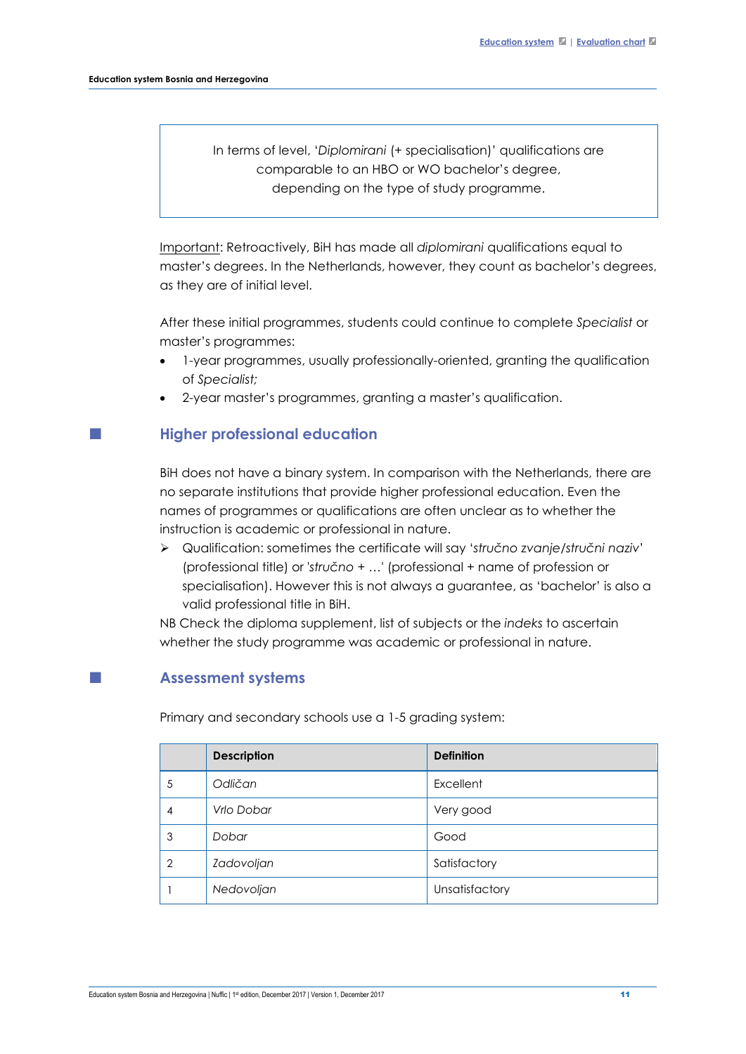In terms of level, '*Diplomirani* (+ specialisation)' qualifications are comparable to an HBO or WO bachelor's degree, depending on the type of study programme.

Important: Retroactively, BiH has made all *diplomirani* qualifications equal to master's degrees. In the Netherlands, however, they count as bachelor's degrees, as they are of initial level.

After these initial programmes, students could continue to complete *Specialist* or master's programmes:

- 1-year programmes, usually professionally-oriented, granting the qualification of *Specialist;*
- 2-year master's programmes, granting a master's qualification.

## Higher professional education

BiH does not have a binary system. In comparison with the Netherlands, there are no separate institutions that provide higher professional education. Even the names of programmes or qualifications are often unclear as to whether the instruction is academic or professional in nature.

- Qualification: sometimes the certificate will say '*stručno zvanje/stručni naziv*' (professional title) or '*stručno* + …' (professional + name of profession or specialisation). However this is not always a guarantee, as 'bachelor' is also a valid professional title in BiH.

NB Check the diploma supplement, list of subjects or the *indeks* to ascertain whether the study programme was academic or professional in nature.

## Assessment systems

Primary and secondary schools use a 1-5 grading system:

| | Description | Definition |
|---|---|---|
| 5 | *Odličan* | Excellent |
| 4 | *Vrlo Dobar* | Very good |
| 3 | *Dobar* | Good |
| 2 | *Zadovoljan* | Satisfactory |
| 1 | *Nedovoljan* | Unsatisfactory |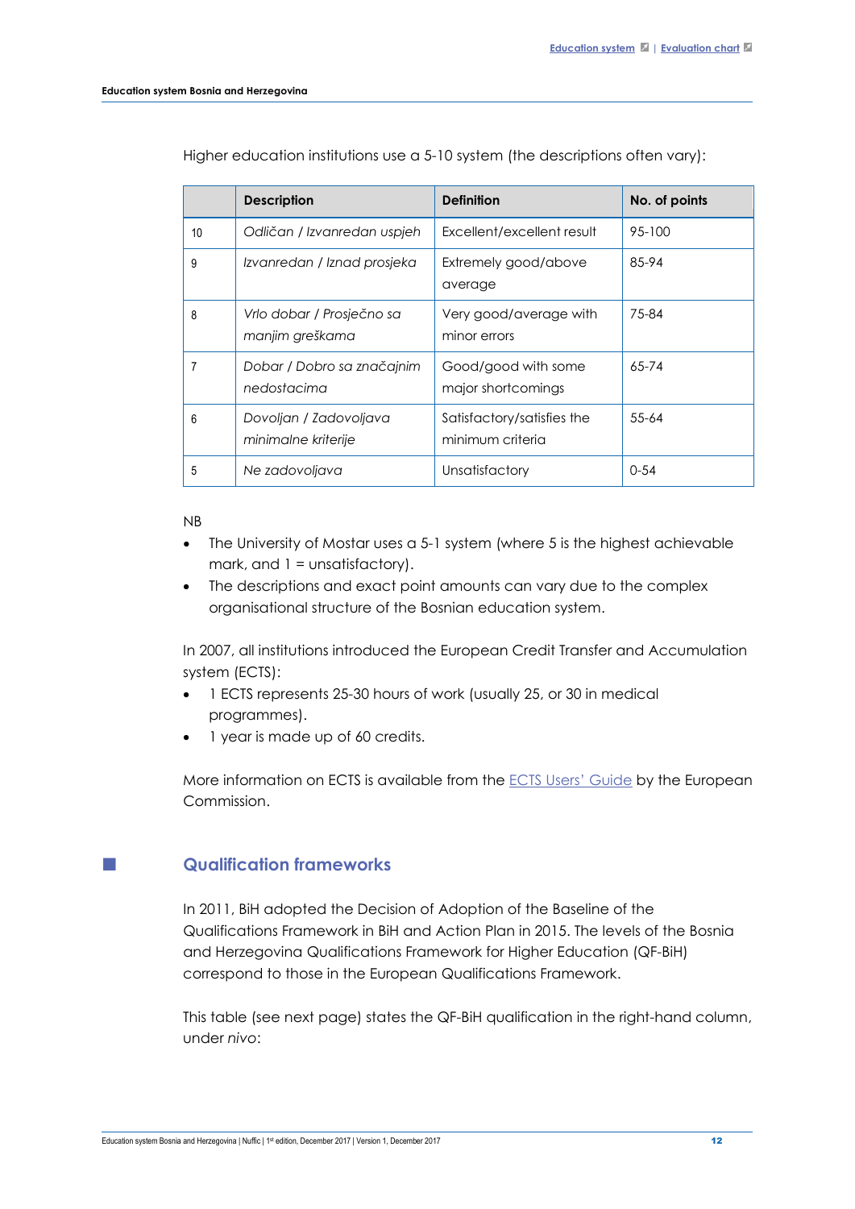Higher education institutions use a 5-10 system (the descriptions often vary):

| | Description | Definition | No. of points |
|---|---|---|---|
| 10 | *Odličan / Izvanredan uspjeh* | Excellent/excellent result | 95-100 |
| 9 | *Izvanredan / Iznad prosjeka* | Extremely good/above average | 85-94 |
| 8 | *Vrlo dobar / Prosječno sa manjim greškama* | Very good/average with minor errors | 75-84 |
| 7 | *Dobar / Dobro sa značajnim nedostacima* | Good/good with some major shortcomings | 65-74 |
| 6 | *Dovoljan / Zadovoljava minimalne kriterije* | Satisfactory/satisfies the minimum criteria | 55-64 |
| 5 | *Ne zadovoljava* | Unsatisfactory | 0-54 |

NB

- The University of Mostar uses a 5-1 system (where 5 is the highest achievable mark, and 1 = unsatisfactory).
- The descriptions and exact point amounts can vary due to the complex organisational structure of the Bosnian education system.

In 2007, all institutions introduced the European Credit Transfer and Accumulation system (ECTS):

- 1 ECTS represents 25-30 hours of work (usually 25, or 30 in medical programmes).
- 1 year is made up of 60 credits.

More information on ECTS is available from the ECTS Users' Guide by the European Commission.

## Qualification frameworks

In 2011, BiH adopted the Decision of Adoption of the Baseline of the Qualifications Framework in BiH and Action Plan in 2015. The levels of the Bosnia and Herzegovina Qualifications Framework for Higher Education (QF-BiH) correspond to those in the European Qualifications Framework.

This table (see next page) states the QF-BiH qualification in the right-hand column, under *nivo*: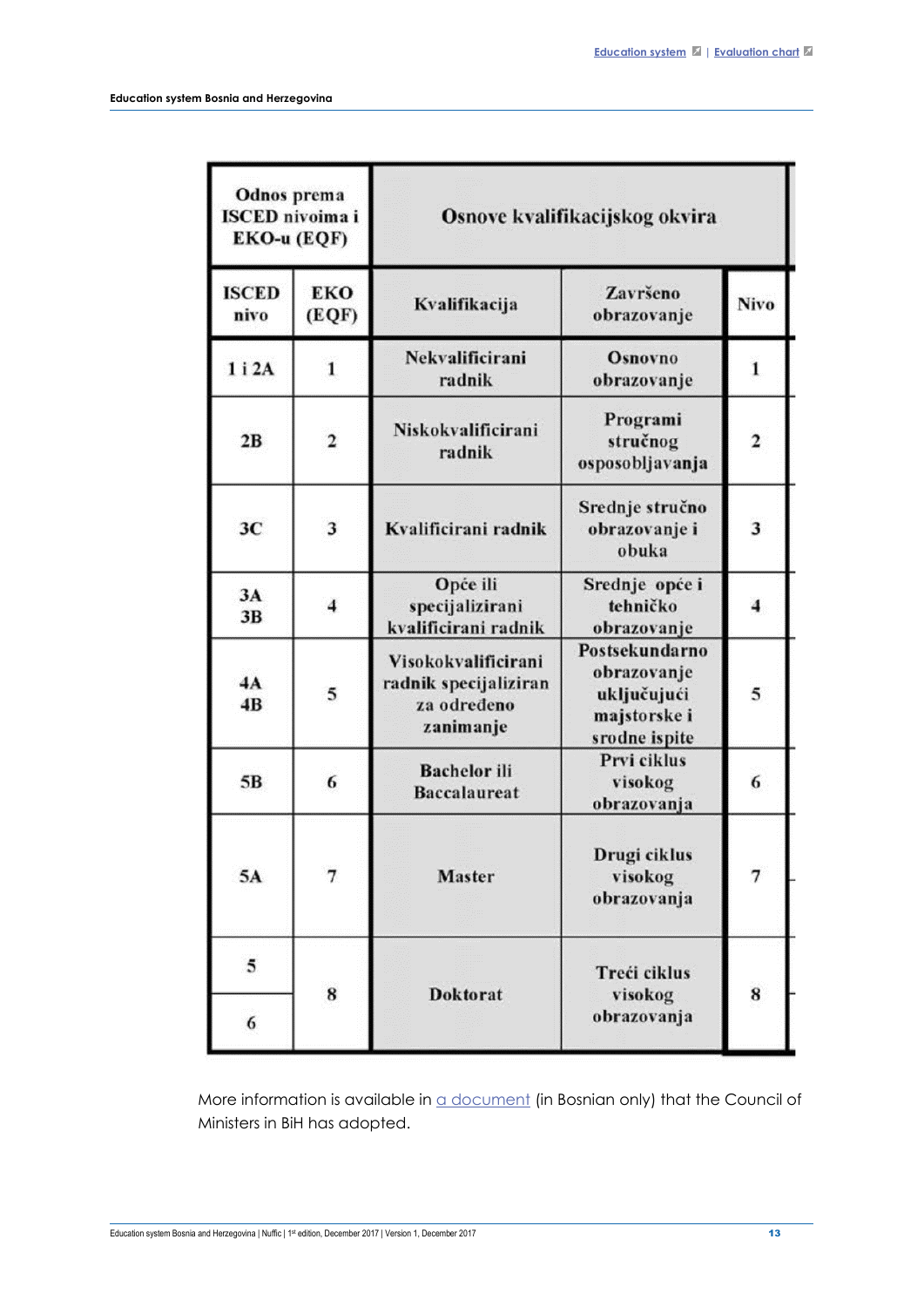| Odnos prema ISCED nivoima i EKO-u (EQF) | | Osnove kvalifikacijskog okvira | | |
|---|---|---|---|---|
| ISCED nivo | EKO (EQF) | Kvalifikacija | Završeno obrazovanje | Nivo |
| 1 i 2A | 1 | Nekvalificirani radnik | Osnovno obrazovanje | 1 |
| 2B | 2 | Niskokvalificirani radnik | Programi stručnog osposobljavanja | 2 |
| 3C | 3 | Kvalificirani radnik | Srednje stručno obrazovanje i obuka | 3 |
| 3A 3B | 4 | Opće ili specijalizirani kvalificirani radnik | Srednje opće i tehničko obrazovanje | 4 |
| 4A 4B | 5 | Visokokvalificirani radnik specijaliziran za određeno zanimanje | Postsekundarno obrazovanje uključući majstorske i srodne ispite | 5 |
| 5B | 6 | Bachelor ili Baccalaureat | Prvi ciklus visokog obrazovanja | 6 |
| 5A | 7 | Master | Drugi ciklus visokog obrazovanja | 7 |
| 5 / 6 | 8 | Doktorat | Treći ciklus visokog obrazovanja | 8 |

More information is available in a document (in Bosnian only) that the Council of Ministers in BiH has adopted.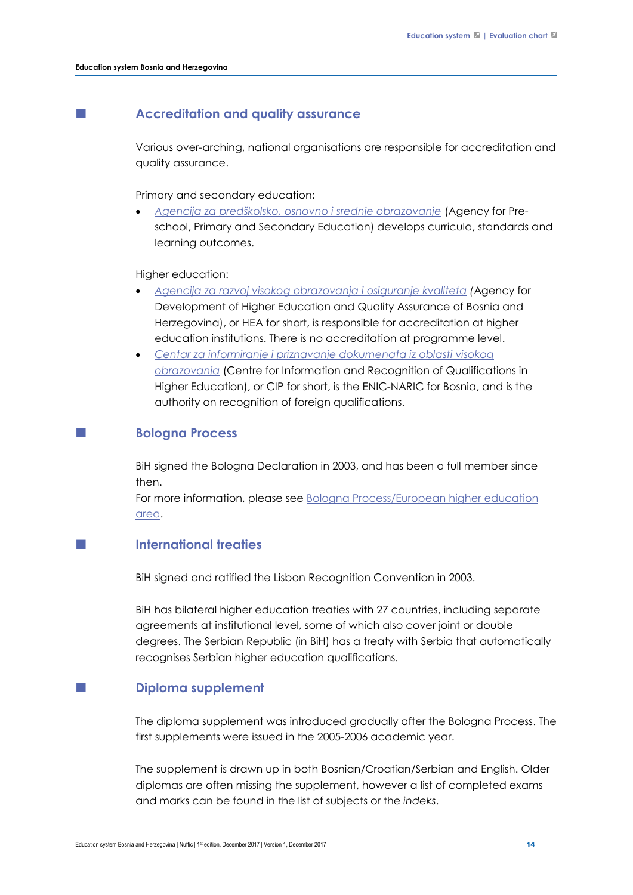## Accreditation and quality assurance

Various over-arching, national organisations are responsible for accreditation and quality assurance.

Primary and secondary education:

- *Agencija za predškolsko, osnovno i srednje obrazovanje* (Agency for Pre-school, Primary and Secondary Education) develops curricula, standards and learning outcomes.

Higher education:

- *Agencija za razvoj visokog obrazovanja i osiguranje kvaliteta* (Agency for Development of Higher Education and Quality Assurance of Bosnia and Herzegovina), or HEA for short, is responsible for accreditation at higher education institutions. There is no accreditation at programme level.
- *Centar za informiranje i priznavanje dokumenata iz oblasti visokog obrazovanja* (Centre for Information and Recognition of Qualifications in Higher Education), or CIP for short, is the ENIC-NARIC for Bosnia, and is the authority on recognition of foreign qualifications.

## Bologna Process

BiH signed the Bologna Declaration in 2003, and has been a full member since then.
For more information, please see Bologna Process/European higher education area.

## International treaties

BiH signed and ratified the Lisbon Recognition Convention in 2003.

BiH has bilateral higher education treaties with 27 countries, including separate agreements at institutional level, some of which also cover joint or double degrees. The Serbian Republic (in BiH) has a treaty with Serbia that automatically recognises Serbian higher education qualifications.

## Diploma supplement

The diploma supplement was introduced gradually after the Bologna Process. The first supplements were issued in the 2005-2006 academic year.

The supplement is drawn up in both Bosnian/Croatian/Serbian and English. Older diplomas are often missing the supplement, however a list of completed exams and marks can be found in the list of subjects or the *indeks*.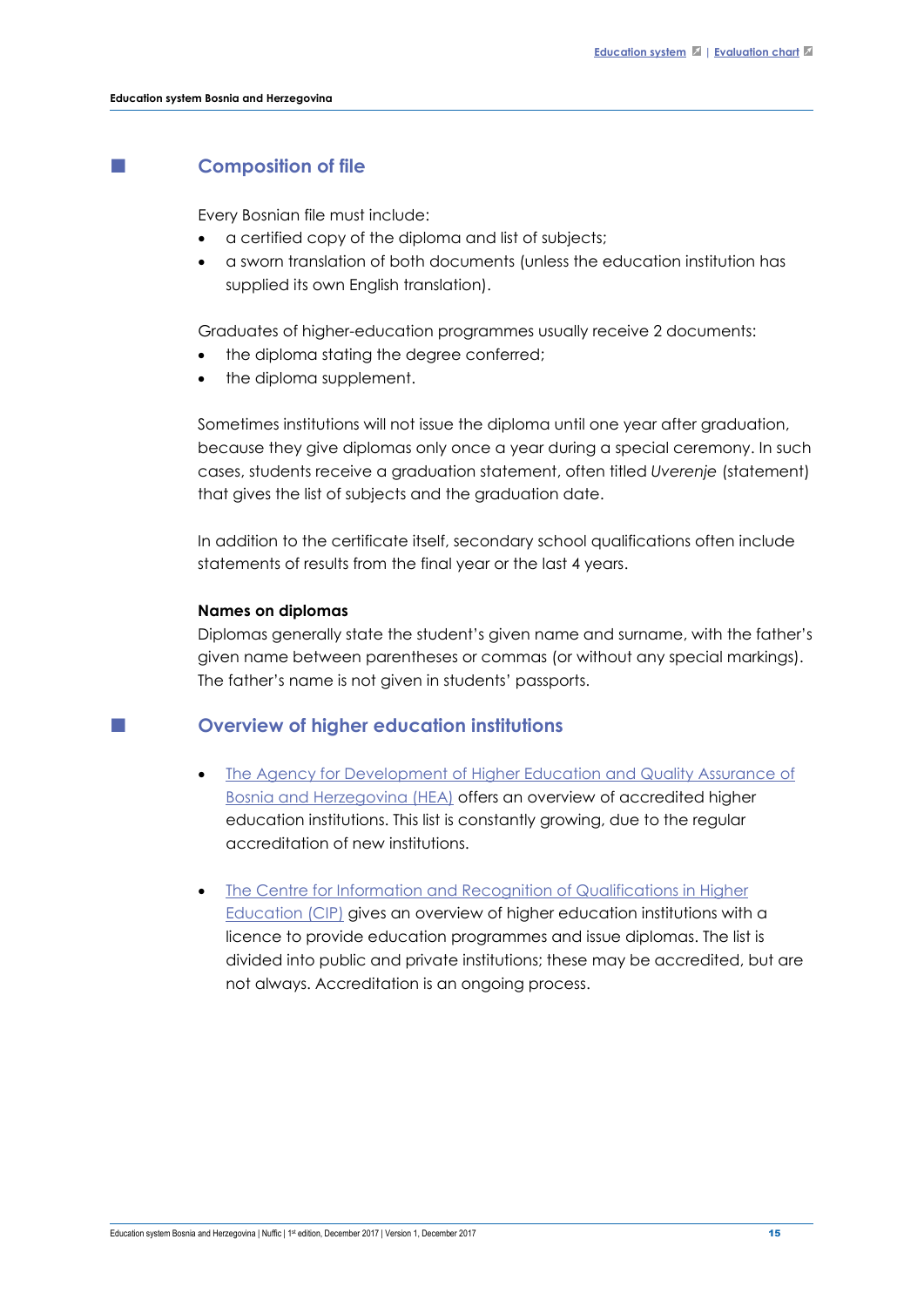## Composition of file

Every Bosnian file must include:

- a certified copy of the diploma and list of subjects;
- a sworn translation of both documents (unless the education institution has supplied its own English translation).

Graduates of higher-education programmes usually receive 2 documents:

- the diploma stating the degree conferred;
- the diploma supplement.

Sometimes institutions will not issue the diploma until one year after graduation, because they give diplomas only once a year during a special ceremony. In such cases, students receive a graduation statement, often titled *Uverenje* (statement) that gives the list of subjects and the graduation date.

In addition to the certificate itself, secondary school qualifications often include statements of results from the final year or the last 4 years.

**Names on diplomas**

Diplomas generally state the student's given name and surname, with the father's given name between parentheses or commas (or without any special markings). The father's name is not given in students' passports.

## Overview of higher education institutions

- The Agency for Development of Higher Education and Quality Assurance of Bosnia and Herzegovina (HEA) offers an overview of accredited higher education institutions. This list is constantly growing, due to the regular accreditation of new institutions.

- The Centre for Information and Recognition of Qualifications in Higher Education (CIP) gives an overview of higher education institutions with a licence to provide education programmes and issue diplomas. The list is divided into public and private institutions; these may be accredited, but are not always. Accreditation is an ongoing process.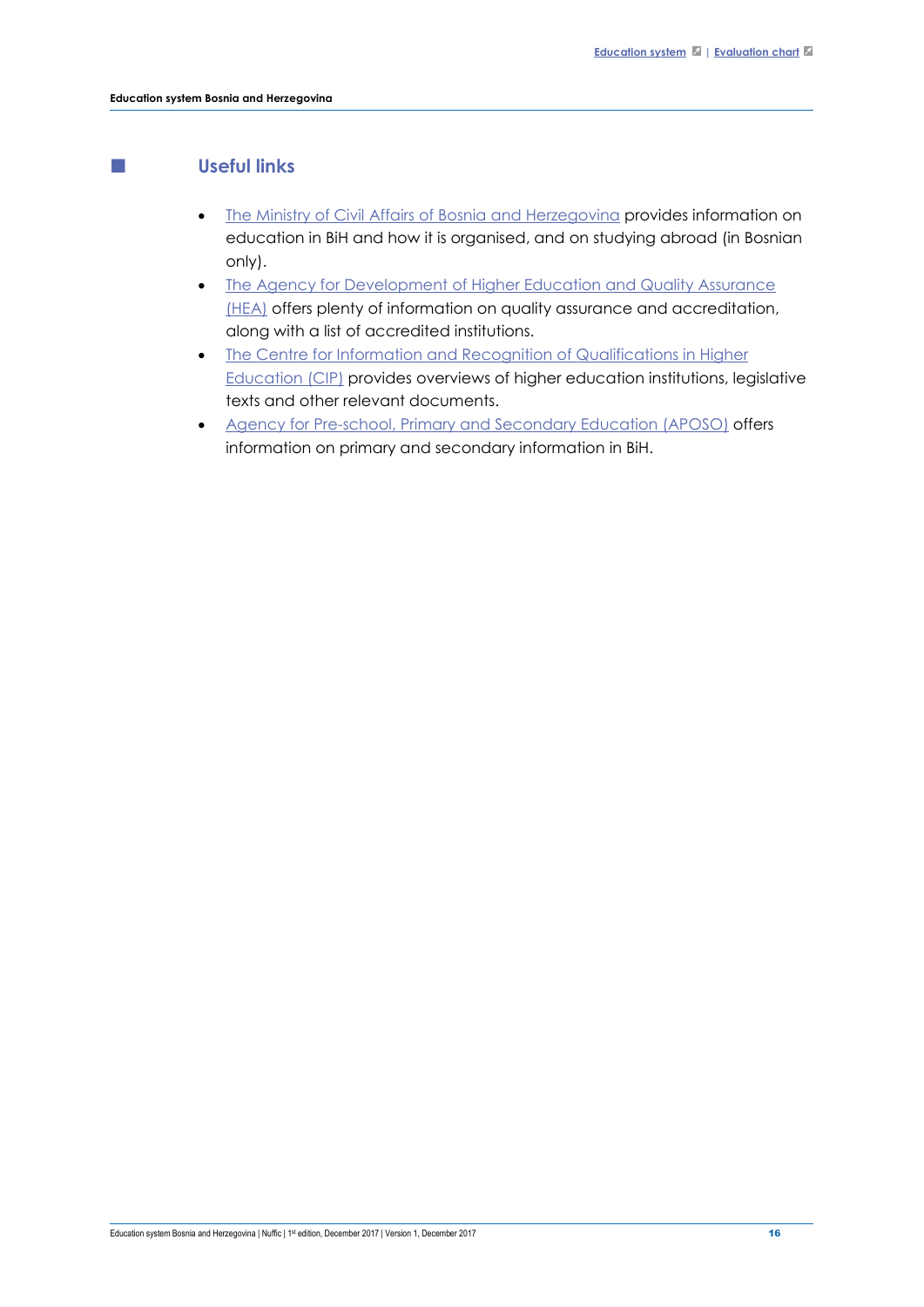## Useful links

- The Ministry of Civil Affairs of Bosnia and Herzegovina provides information on education in BiH and how it is organised, and on studying abroad (in Bosnian only).
- The Agency for Development of Higher Education and Quality Assurance (HEA) offers plenty of information on quality assurance and accreditation, along with a list of accredited institutions.
- The Centre for Information and Recognition of Qualifications in Higher Education (CIP) provides overviews of higher education institutions, legislative texts and other relevant documents.
- Agency for Pre-school, Primary and Secondary Education (APOSO) offers information on primary and secondary information in BiH.